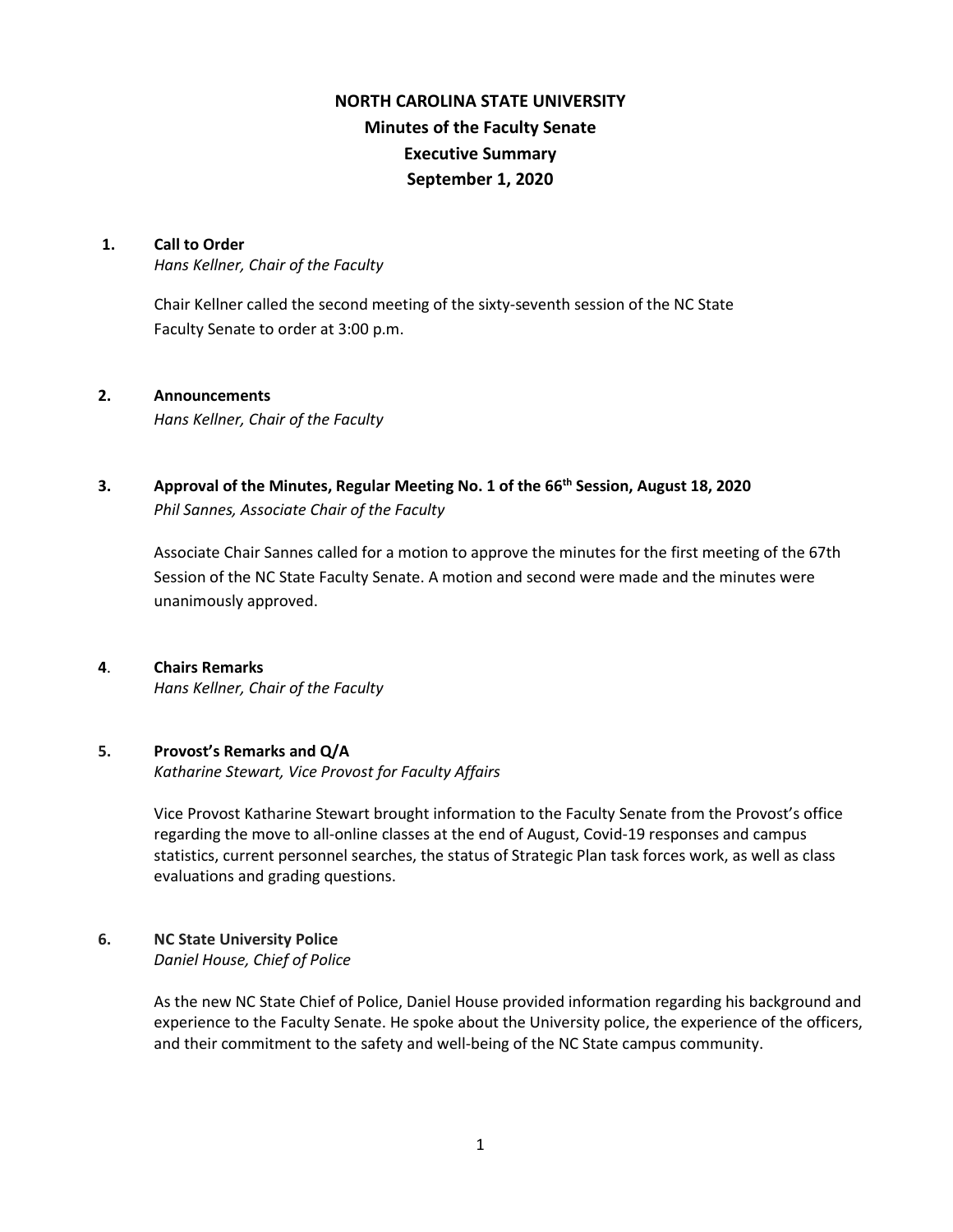# NORTH CAROLINA STATE UNIVERSITY
## Minutes of the Faculty Senate
## Executive Summary
## September 1, 2020

**1. Call to Order**
*Hans Kellner, Chair of the Faculty*

Chair Kellner called the second meeting of the sixty-seventh session of the NC State Faculty Senate to order at 3:00 p.m.

**2. Announcements**
*Hans Kellner, Chair of the Faculty*

**3. Approval of the Minutes, Regular Meeting No. 1 of the 66th Session, August 18, 2020**
*Phil Sannes, Associate Chair of the Faculty*

Associate Chair Sannes called for a motion to approve the minutes for the first meeting of the 67th Session of the NC State Faculty Senate. A motion and second were made and the minutes were unanimously approved.

**4. Chairs Remarks**
*Hans Kellner, Chair of the Faculty*

**5. Provost's Remarks and Q/A**
*Katharine Stewart, Vice Provost for Faculty Affairs*

Vice Provost Katharine Stewart brought information to the Faculty Senate from the Provost's office regarding the move to all-online classes at the end of August, Covid-19 responses and campus statistics, current personnel searches, the status of Strategic Plan task forces work, as well as class evaluations and grading questions.

**6. NC State University Police**
*Daniel House, Chief of Police*

As the new NC State Chief of Police, Daniel House provided information regarding his background and experience to the Faculty Senate. He spoke about the University police, the experience of the officers, and their commitment to the safety and well-being of the NC State campus community.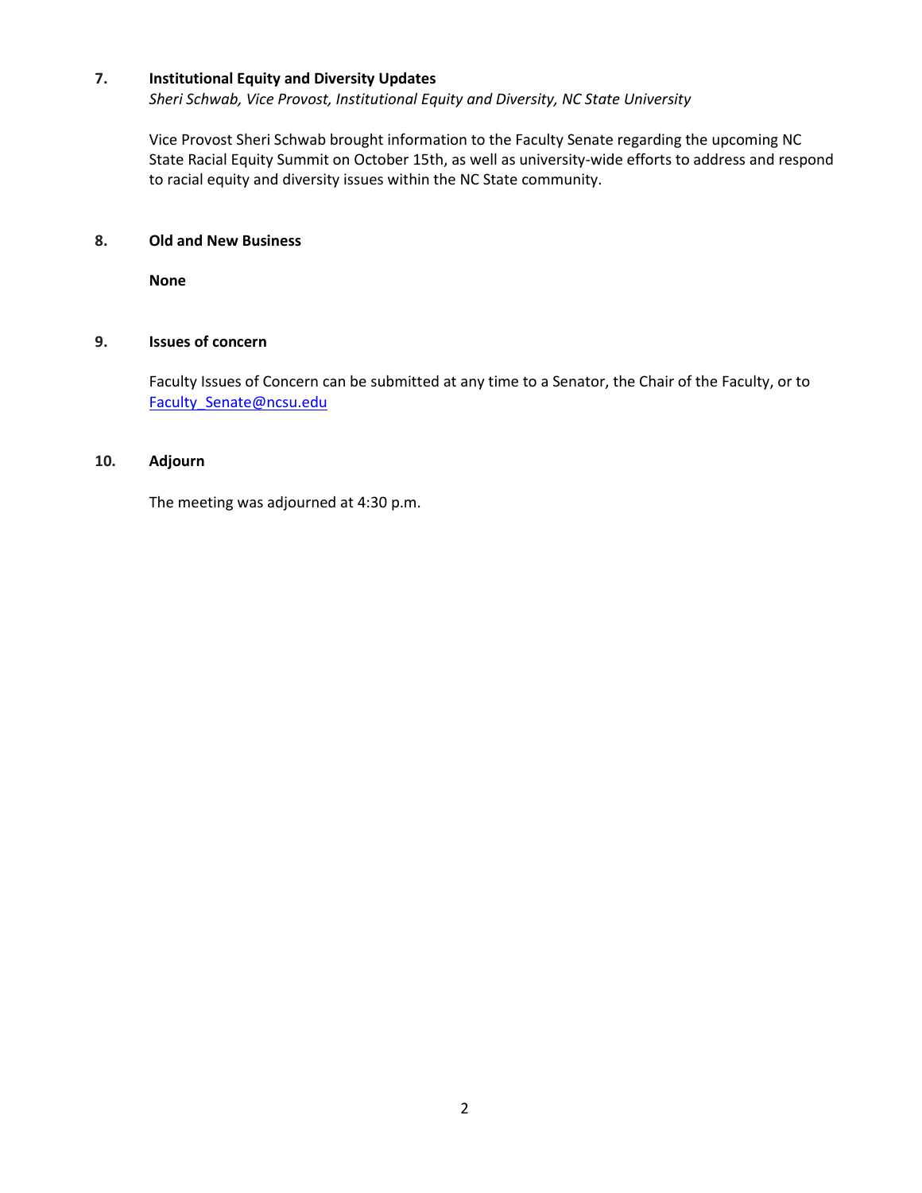**7. Institutional Equity and Diversity Updates**

*Sheri Schwab, Vice Provost, Institutional Equity and Diversity, NC State University*

Vice Provost Sheri Schwab brought information to the Faculty Senate regarding the upcoming NC State Racial Equity Summit on October 15th, as well as university-wide efforts to address and respond to racial equity and diversity issues within the NC State community.

**8. Old and New Business**

**None**

**9. Issues of concern**

Faculty Issues of Concern can be submitted at any time to a Senator, the Chair of the Faculty, or to Faculty_Senate@ncsu.edu

**10. Adjourn**

The meeting was adjourned at 4:30 p.m.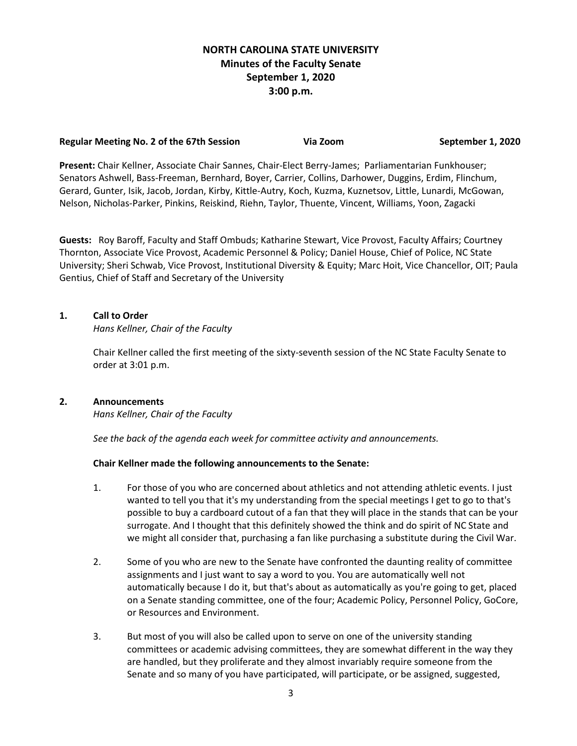# NORTH CAROLINA STATE UNIVERSITY
## Minutes of the Faculty Senate
## September 1, 2020
## 3:00 p.m.

**Regular Meeting No. 2 of the 67th Session** **Via Zoom** **September 1, 2020**

**Present:** Chair Kellner, Associate Chair Sannes, Chair-Elect Berry-James; Parliamentarian Funkhouser; Senators Ashwell, Bass-Freeman, Bernhard, Boyer, Carrier, Collins, Darhower, Duggins, Erdim, Flinchum, Gerard, Gunter, Isik, Jacob, Jordan, Kirby, Kittle-Autry, Koch, Kuzma, Kuznetsov, Little, Lunardi, McGowan, Nelson, Nicholas-Parker, Pinkins, Reiskind, Riehn, Taylor, Thuente, Vincent, Williams, Yoon, Zagacki

**Guests:** Roy Baroff, Faculty and Staff Ombuds; Katharine Stewart, Vice Provost, Faculty Affairs; Courtney Thornton, Associate Vice Provost, Academic Personnel & Policy; Daniel House, Chief of Police, NC State University; Sheri Schwab, Vice Provost, Institutional Diversity & Equity; Marc Hoit, Vice Chancellor, OIT; Paula Gentius, Chief of Staff and Secretary of the University

### 1. Call to Order

*Hans Kellner, Chair of the Faculty*

Chair Kellner called the first meeting of the sixty-seventh session of the NC State Faculty Senate to order at 3:01 p.m.

### 2. Announcements

*Hans Kellner, Chair of the Faculty*

*See the back of the agenda each week for committee activity and announcements.*

**Chair Kellner made the following announcements to the Senate:**

1. For those of you who are concerned about athletics and not attending athletic events. I just wanted to tell you that it's my understanding from the special meetings I get to go to that's possible to buy a cardboard cutout of a fan that they will place in the stands that can be your surrogate. And I thought that this definitely showed the think and do spirit of NC State and we might all consider that, purchasing a fan like purchasing a substitute during the Civil War.

2. Some of you who are new to the Senate have confronted the daunting reality of committee assignments and I just want to say a word to you. You are automatically well not automatically because I do it, but that's about as automatically as you're going to get, placed on a Senate standing committee, one of the four; Academic Policy, Personnel Policy, GoCore, or Resources and Environment.

3. But most of you will also be called upon to serve on one of the university standing committees or academic advising committees, they are somewhat different in the way they are handled, but they proliferate and they almost invariably require someone from the Senate and so many of you have participated, will participate, or be assigned, suggested,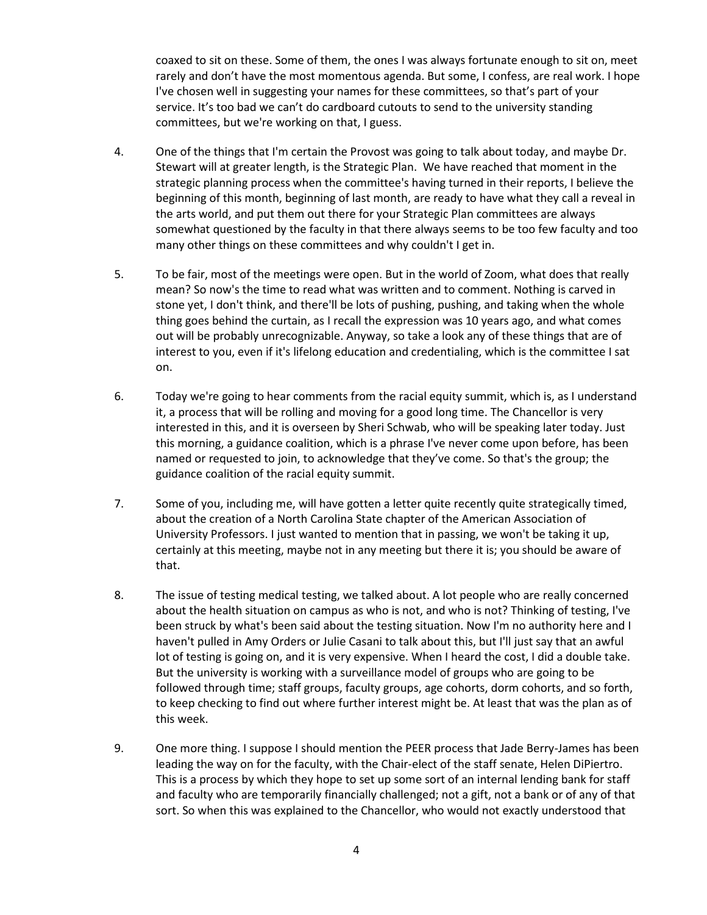coaxed to sit on these. Some of them, the ones I was always fortunate enough to sit on, meet rarely and don't have the most momentous agenda. But some, I confess, are real work. I hope I've chosen well in suggesting your names for these committees, so that's part of your service. It's too bad we can't do cardboard cutouts to send to the university standing committees, but we're working on that, I guess.

4. One of the things that I'm certain the Provost was going to talk about today, and maybe Dr. Stewart will at greater length, is the Strategic Plan. We have reached that moment in the strategic planning process when the committee's having turned in their reports, I believe the beginning of this month, beginning of last month, are ready to have what they call a reveal in the arts world, and put them out there for your Strategic Plan committees are always somewhat questioned by the faculty in that there always seems to be too few faculty and too many other things on these committees and why couldn't I get in.

5. To be fair, most of the meetings were open. But in the world of Zoom, what does that really mean? So now's the time to read what was written and to comment. Nothing is carved in stone yet, I don't think, and there'll be lots of pushing, pushing, and taking when the whole thing goes behind the curtain, as I recall the expression was 10 years ago, and what comes out will be probably unrecognizable. Anyway, so take a look any of these things that are of interest to you, even if it's lifelong education and credentialing, which is the committee I sat on.

6. Today we're going to hear comments from the racial equity summit, which is, as I understand it, a process that will be rolling and moving for a good long time. The Chancellor is very interested in this, and it is overseen by Sheri Schwab, who will be speaking later today. Just this morning, a guidance coalition, which is a phrase I've never come upon before, has been named or requested to join, to acknowledge that they've come. So that's the group; the guidance coalition of the racial equity summit.

7. Some of you, including me, will have gotten a letter quite recently quite strategically timed, about the creation of a North Carolina State chapter of the American Association of University Professors. I just wanted to mention that in passing, we won't be taking it up, certainly at this meeting, maybe not in any meeting but there it is; you should be aware of that.

8. The issue of testing medical testing, we talked about. A lot people who are really concerned about the health situation on campus as who is not, and who is not? Thinking of testing, I've been struck by what's been said about the testing situation. Now I'm no authority here and I haven't pulled in Amy Orders or Julie Casani to talk about this, but I'll just say that an awful lot of testing is going on, and it is very expensive. When I heard the cost, I did a double take. But the university is working with a surveillance model of groups who are going to be followed through time; staff groups, faculty groups, age cohorts, dorm cohorts, and so forth, to keep checking to find out where further interest might be. At least that was the plan as of this week.

9. One more thing. I suppose I should mention the PEER process that Jade Berry-James has been leading the way on for the faculty, with the Chair-elect of the staff senate, Helen DiPietro. This is a process by which they hope to set up some sort of an internal lending bank for staff and faculty who are temporarily financially challenged; not a gift, not a bank or of any of that sort. So when this was explained to the Chancellor, who would not exactly understood that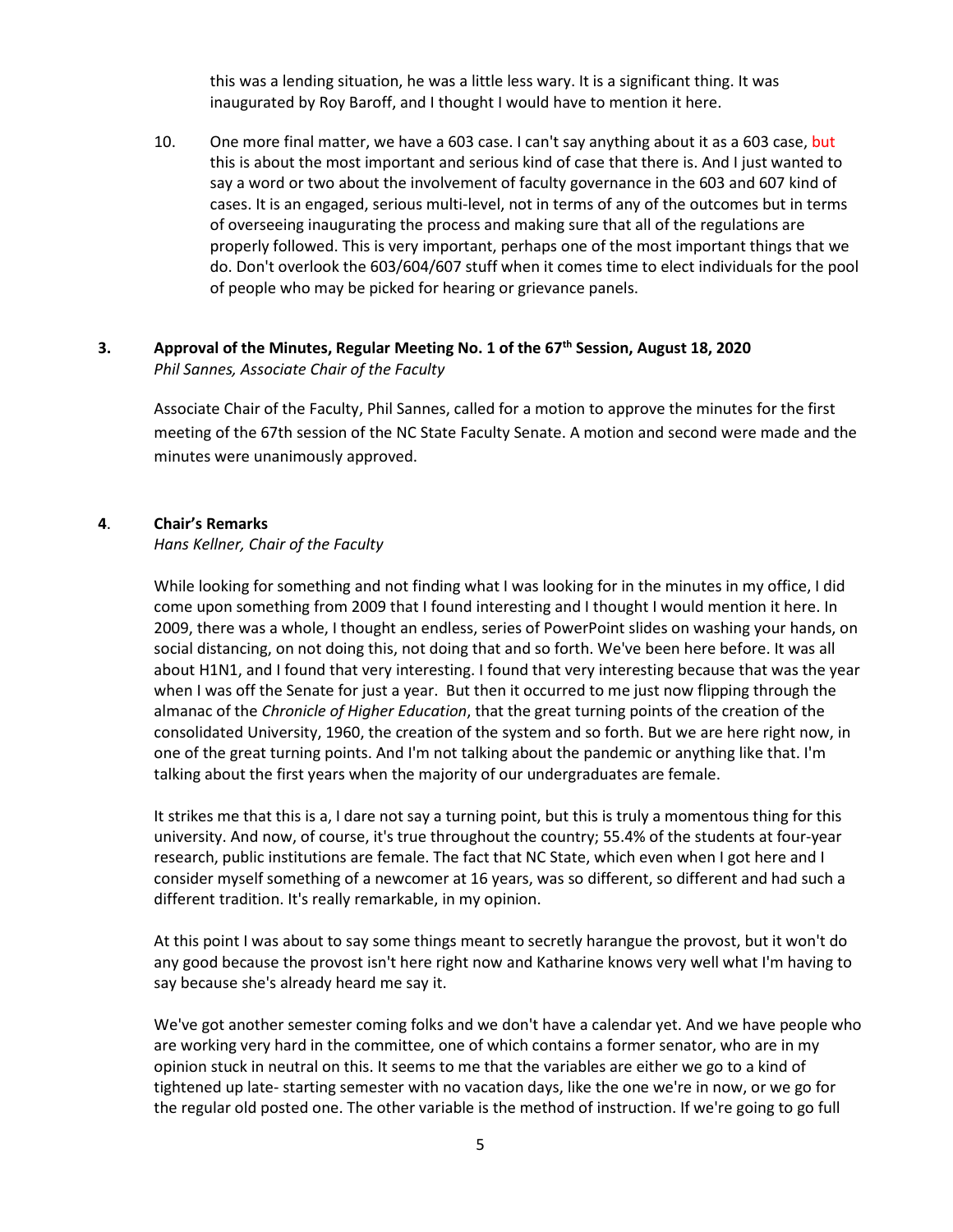this was a lending situation, he was a little less wary. It is a significant thing. It was inaugurated by Roy Baroff, and I thought I would have to mention it here.

10. One more final matter, we have a 603 case. I can't say anything about it as a 603 case, but this is about the most important and serious kind of case that there is. And I just wanted to say a word or two about the involvement of faculty governance in the 603 and 607 kind of cases. It is an engaged, serious multi-level, not in terms of any of the outcomes but in terms of overseeing inaugurating the process and making sure that all of the regulations are properly followed. This is very important, perhaps one of the most important things that we do. Don't overlook the 603/604/607 stuff when it comes time to elect individuals for the pool of people who may be picked for hearing or grievance panels.

### 3. Approval of the Minutes, Regular Meeting No. 1 of the 67th Session, August 18, 2020

*Phil Sannes, Associate Chair of the Faculty*

Associate Chair of the Faculty, Phil Sannes, called for a motion to approve the minutes for the first meeting of the 67th session of the NC State Faculty Senate. A motion and second were made and the minutes were unanimously approved.

### 4. Chair's Remarks

*Hans Kellner, Chair of the Faculty*

While looking for something and not finding what I was looking for in the minutes in my office, I did come upon something from 2009 that I found interesting and I thought I would mention it here. In 2009, there was a whole, I thought an endless, series of PowerPoint slides on washing your hands, on social distancing, on not doing this, not doing that and so forth. We've been here before. It was all about H1N1, and I found that very interesting. I found that very interesting because that was the year when I was off the Senate for just a year. But then it occurred to me just now flipping through the almanac of the *Chronicle of Higher Education*, that the great turning points of the creation of the consolidated University, 1960, the creation of the system and so forth. But we are here right now, in one of the great turning points. And I'm not talking about the pandemic or anything like that. I'm talking about the first years when the majority of our undergraduates are female.

It strikes me that this is a, I dare not say a turning point, but this is truly a momentous thing for this university. And now, of course, it's true throughout the country; 55.4% of the students at four-year research, public institutions are female. The fact that NC State, which even when I got here and I consider myself something of a newcomer at 16 years, was so different, so different and had such a different tradition. It's really remarkable, in my opinion.

At this point I was about to say some things meant to secretly harangue the provost, but it won't do any good because the provost isn't here right now and Katharine knows very well what I'm having to say because she's already heard me say it.

We've got another semester coming folks and we don't have a calendar yet. And we have people who are working very hard in the committee, one of which contains a former senator, who are in my opinion stuck in neutral on this. It seems to me that the variables are either we go to a kind of tightened up late- starting semester with no vacation days, like the one we're in now, or we go for the regular old posted one. The other variable is the method of instruction. If we're going to go full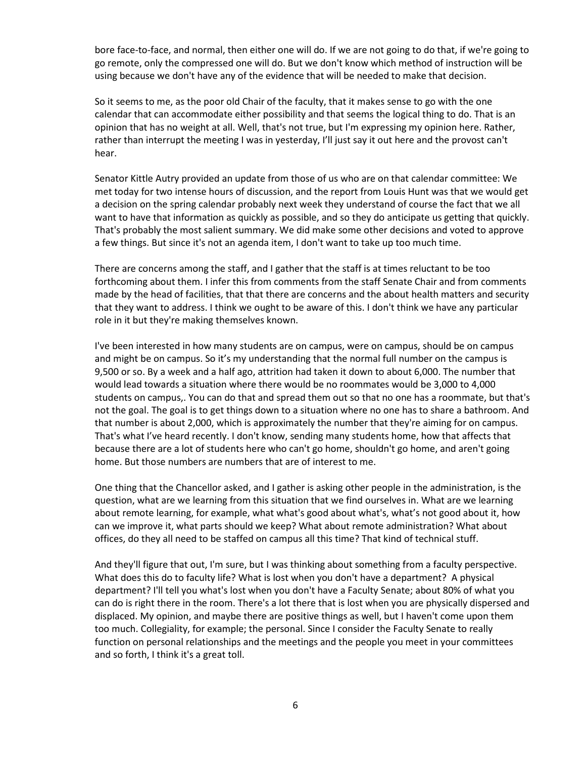bore face-to-face, and normal, then either one will do. If we are not going to do that, if we're going to go remote, only the compressed one will do. But we don't know which method of instruction will be using because we don't have any of the evidence that will be needed to make that decision.

So it seems to me, as the poor old Chair of the faculty, that it makes sense to go with the one calendar that can accommodate either possibility and that seems the logical thing to do. That is an opinion that has no weight at all. Well, that's not true, but I'm expressing my opinion here. Rather, rather than interrupt the meeting I was in yesterday, I'll just say it out here and the provost can't hear.

Senator Kittle Autry provided an update from those of us who are on that calendar committee: We met today for two intense hours of discussion, and the report from Louis Hunt was that we would get a decision on the spring calendar probably next week they understand of course the fact that we all want to have that information as quickly as possible, and so they do anticipate us getting that quickly. That's probably the most salient summary. We did make some other decisions and voted to approve a few things. But since it's not an agenda item, I don't want to take up too much time.

There are concerns among the staff, and I gather that the staff is at times reluctant to be too forthcoming about them. I infer this from comments from the staff Senate Chair and from comments made by the head of facilities, that that there are concerns and the about health matters and security that they want to address. I think we ought to be aware of this. I don't think we have any particular role in it but they're making themselves known.

I've been interested in how many students are on campus, were on campus, should be on campus and might be on campus. So it's my understanding that the normal full number on the campus is 9,500 or so. By a week and a half ago, attrition had taken it down to about 6,000. The number that would lead towards a situation where there would be no roommates would be 3,000 to 4,000 students on campus,. You can do that and spread them out so that no one has a roommate, but that's not the goal. The goal is to get things down to a situation where no one has to share a bathroom. And that number is about 2,000, which is approximately the number that they're aiming for on campus. That's what I've heard recently. I don't know, sending many students home, how that affects that because there are a lot of students here who can't go home, shouldn't go home, and aren't going home. But those numbers are numbers that are of interest to me.

One thing that the Chancellor asked, and I gather is asking other people in the administration, is the question, what are we learning from this situation that we find ourselves in. What are we learning about remote learning, for example, what what's good about what's, what's not good about it, how can we improve it, what parts should we keep? What about remote administration? What about offices, do they all need to be staffed on campus all this time? That kind of technical stuff.

And they'll figure that out, I'm sure, but I was thinking about something from a faculty perspective. What does this do to faculty life? What is lost when you don't have a department? A physical department? I'll tell you what's lost when you don't have a Faculty Senate; about 80% of what you can do is right there in the room. There's a lot there that is lost when you are physically dispersed and displaced. My opinion, and maybe there are positive things as well, but I haven't come upon them too much. Collegiality, for example; the personal. Since I consider the Faculty Senate to really function on personal relationships and the meetings and the people you meet in your committees and so forth, I think it's a great toll.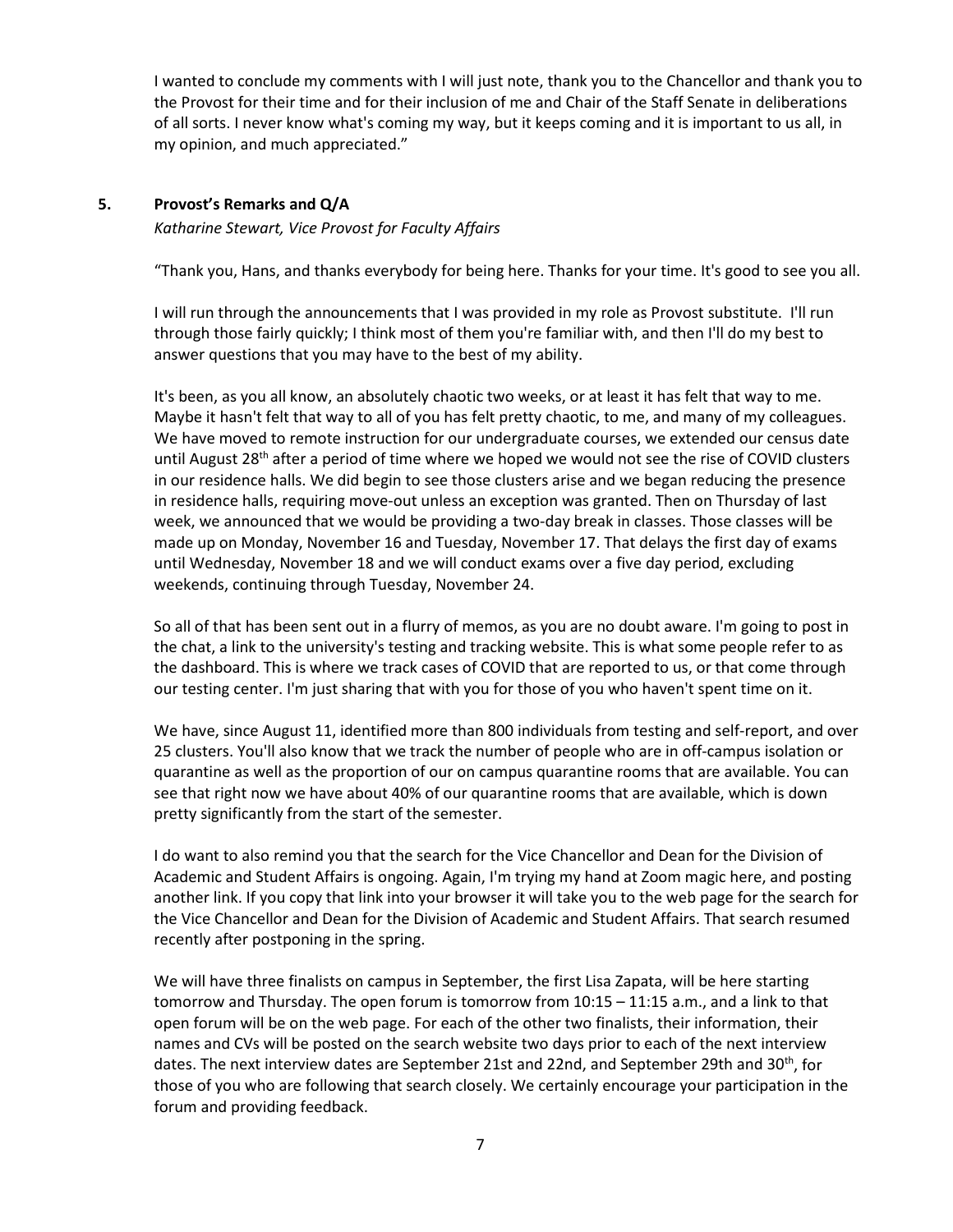I wanted to conclude my comments with I will just note, thank you to the Chancellor and thank you to the Provost for their time and for their inclusion of me and Chair of the Staff Senate in deliberations of all sorts. I never know what's coming my way, but it keeps coming and it is important to us all, in my opinion, and much appreciated."

### 5. Provost's Remarks and Q/A

*Katharine Stewart, Vice Provost for Faculty Affairs*

"Thank you, Hans, and thanks everybody for being here. Thanks for your time. It's good to see you all.

I will run through the announcements that I was provided in my role as Provost substitute. I'll run through those fairly quickly; I think most of them you're familiar with, and then I'll do my best to answer questions that you may have to the best of my ability.

It's been, as you all know, an absolutely chaotic two weeks, or at least it has felt that way to me. Maybe it hasn't felt that way to all of you has felt pretty chaotic, to me, and many of my colleagues. We have moved to remote instruction for our undergraduate courses, we extended our census date until August 28th after a period of time where we hoped we would not see the rise of COVID clusters in our residence halls. We did begin to see those clusters arise and we began reducing the presence in residence halls, requiring move-out unless an exception was granted. Then on Thursday of last week, we announced that we would be providing a two-day break in classes. Those classes will be made up on Monday, November 16 and Tuesday, November 17. That delays the first day of exams until Wednesday, November 18 and we will conduct exams over a five day period, excluding weekends, continuing through Tuesday, November 24.

So all of that has been sent out in a flurry of memos, as you are no doubt aware. I'm going to post in the chat, a link to the university's testing and tracking website. This is what some people refer to as the dashboard. This is where we track cases of COVID that are reported to us, or that come through our testing center. I'm just sharing that with you for those of you who haven't spent time on it.

We have, since August 11, identified more than 800 individuals from testing and self-report, and over 25 clusters. You'll also know that we track the number of people who are in off-campus isolation or quarantine as well as the proportion of our on campus quarantine rooms that are available. You can see that right now we have about 40% of our quarantine rooms that are available, which is down pretty significantly from the start of the semester.

I do want to also remind you that the search for the Vice Chancellor and Dean for the Division of Academic and Student Affairs is ongoing. Again, I'm trying my hand at Zoom magic here, and posting another link. If you copy that link into your browser it will take you to the web page for the search for the Vice Chancellor and Dean for the Division of Academic and Student Affairs. That search resumed recently after postponing in the spring.

We will have three finalists on campus in September, the first Lisa Zapata, will be here starting tomorrow and Thursday. The open forum is tomorrow from 10:15 – 11:15 a.m., and a link to that open forum will be on the web page. For each of the other two finalists, their information, their names and CVs will be posted on the search website two days prior to each of the next interview dates. The next interview dates are September 21st and 22nd, and September 29th and 30th, for those of you who are following that search closely. We certainly encourage your participation in the forum and providing feedback.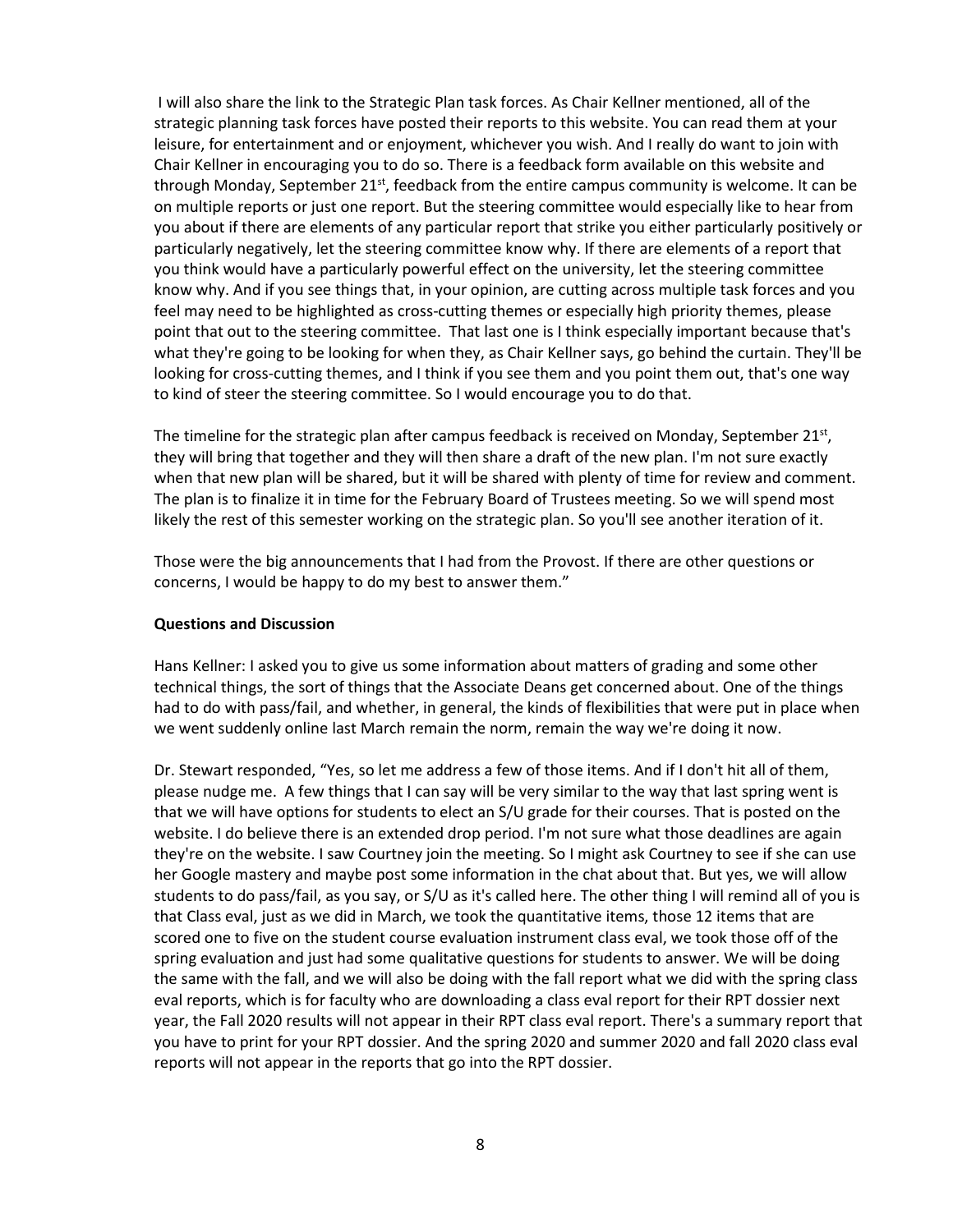I will also share the link to the Strategic Plan task forces. As Chair Kellner mentioned, all of the strategic planning task forces have posted their reports to this website. You can read them at your leisure, for entertainment and or enjoyment, whichever you wish. And I really do want to join with Chair Kellner in encouraging you to do so. There is a feedback form available on this website and through Monday, September 21st, feedback from the entire campus community is welcome. It can be on multiple reports or just one report. But the steering committee would especially like to hear from you about if there are elements of any particular report that strike you either particularly positively or particularly negatively, let the steering committee know why. If there are elements of a report that you think would have a particularly powerful effect on the university, let the steering committee know why. And if you see things that, in your opinion, are cutting across multiple task forces and you feel may need to be highlighted as cross-cutting themes or especially high priority themes, please point that out to the steering committee. That last one is I think especially important because that's what they're going to be looking for when they, as Chair Kellner says, go behind the curtain. They'll be looking for cross-cutting themes, and I think if you see them and you point them out, that's one way to kind of steer the steering committee. So I would encourage you to do that.

The timeline for the strategic plan after campus feedback is received on Monday, September 21st, they will bring that together and they will then share a draft of the new plan. I'm not sure exactly when that new plan will be shared, but it will be shared with plenty of time for review and comment. The plan is to finalize it in time for the February Board of Trustees meeting. So we will spend most likely the rest of this semester working on the strategic plan. So you'll see another iteration of it.

Those were the big announcements that I had from the Provost. If there are other questions or concerns, I would be happy to do my best to answer them."

**Questions and Discussion**

Hans Kellner: I asked you to give us some information about matters of grading and some other technical things, the sort of things that the Associate Deans get concerned about. One of the things had to do with pass/fail, and whether, in general, the kinds of flexibilities that were put in place when we went suddenly online last March remain the norm, remain the way we're doing it now.

Dr. Stewart responded, "Yes, so let me address a few of those items. And if I don't hit all of them, please nudge me. A few things that I can say will be very similar to the way that last spring went is that we will have options for students to elect an S/U grade for their courses. That is posted on the website. I do believe there is an extended drop period. I'm not sure what those deadlines are again they're on the website. I saw Courtney join the meeting. So I might ask Courtney to see if she can use her Google mastery and maybe post some information in the chat about that. But yes, we will allow students to do pass/fail, as you say, or S/U as it's called here. The other thing I will remind all of you is that Class eval, just as we did in March, we took the quantitative items, those 12 items that are scored one to five on the student course evaluation instrument class eval, we took those off of the spring evaluation and just had some qualitative questions for students to answer. We will be doing the same with the fall, and we will also be doing with the fall report what we did with the spring class eval reports, which is for faculty who are downloading a class eval report for their RPT dossier next year, the Fall 2020 results will not appear in their RPT class eval report. There's a summary report that you have to print for your RPT dossier. And the spring 2020 and summer 2020 and fall 2020 class eval reports will not appear in the reports that go into the RPT dossier.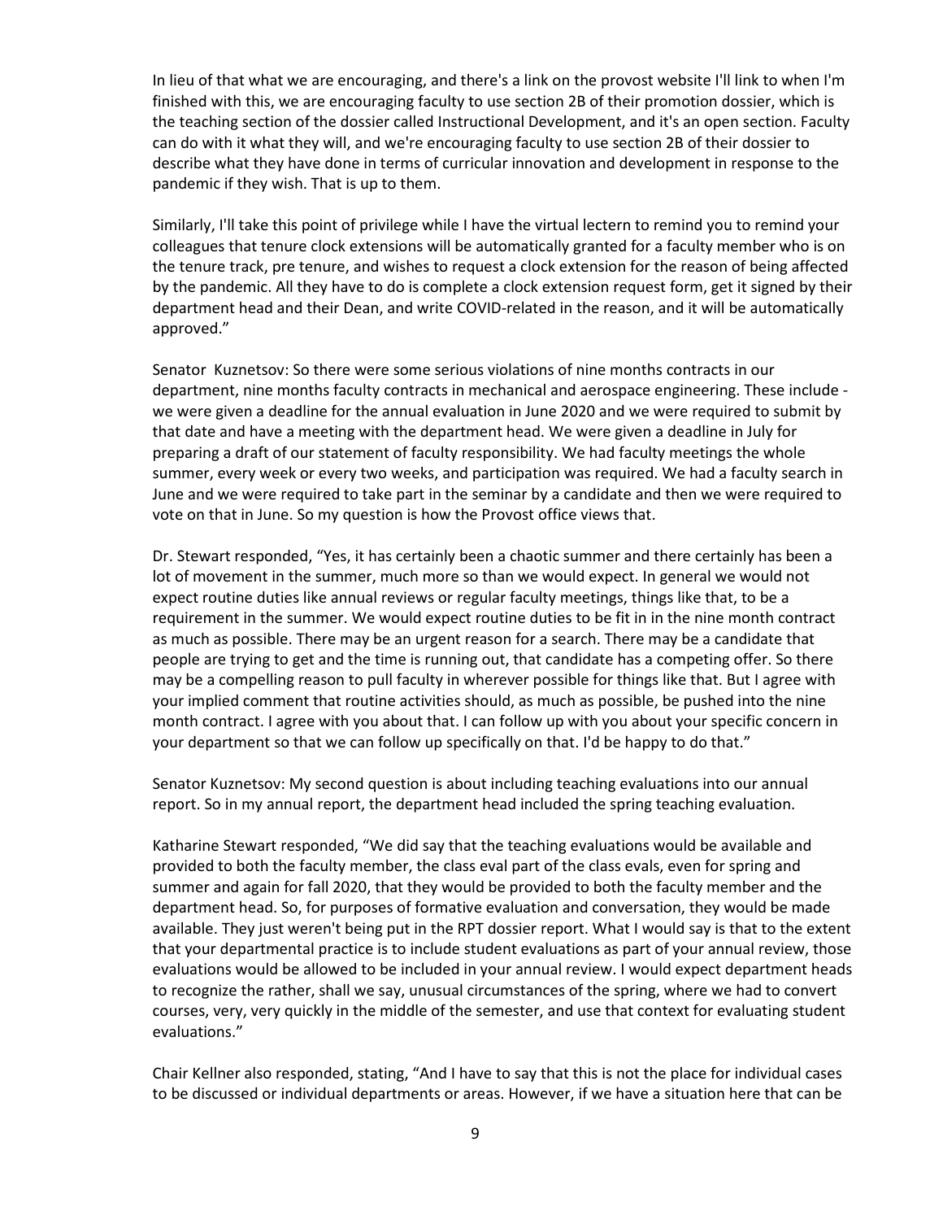In lieu of that what we are encouraging, and there's a link on the provost website I'll link to when I'm finished with this, we are encouraging faculty to use section 2B of their promotion dossier, which is the teaching section of the dossier called Instructional Development, and it's an open section. Faculty can do with it what they will, and we're encouraging faculty to use section 2B of their dossier to describe what they have done in terms of curricular innovation and development in response to the pandemic if they wish. That is up to them.

Similarly, I'll take this point of privilege while I have the virtual lectern to remind you to remind your colleagues that tenure clock extensions will be automatically granted for a faculty member who is on the tenure track, pre tenure, and wishes to request a clock extension for the reason of being affected by the pandemic. All they have to do is complete a clock extension request form, get it signed by their department head and their Dean, and write COVID-related in the reason, and it will be automatically approved."

Senator Kuznetsov: So there were some serious violations of nine months contracts in our department, nine months faculty contracts in mechanical and aerospace engineering. These include - we were given a deadline for the annual evaluation in June 2020 and we were required to submit by that date and have a meeting with the department head. We were given a deadline in July for preparing a draft of our statement of faculty responsibility. We had faculty meetings the whole summer, every week or every two weeks, and participation was required. We had a faculty search in June and we were required to take part in the seminar by a candidate and then we were required to vote on that in June. So my question is how the Provost office views that.

Dr. Stewart responded, "Yes, it has certainly been a chaotic summer and there certainly has been a lot of movement in the summer, much more so than we would expect. In general we would not expect routine duties like annual reviews or regular faculty meetings, things like that, to be a requirement in the summer. We would expect routine duties to be fit in in the nine month contract as much as possible. There may be an urgent reason for a search. There may be a candidate that people are trying to get and the time is running out, that candidate has a competing offer. So there may be a compelling reason to pull faculty in wherever possible for things like that. But I agree with your implied comment that routine activities should, as much as possible, be pushed into the nine month contract. I agree with you about that. I can follow up with you about your specific concern in your department so that we can follow up specifically on that. I'd be happy to do that."

Senator Kuznetsov: My second question is about including teaching evaluations into our annual report. So in my annual report, the department head included the spring teaching evaluation.

Katharine Stewart responded, "We did say that the teaching evaluations would be available and provided to both the faculty member, the class eval part of the class evals, even for spring and summer and again for fall 2020, that they would be provided to both the faculty member and the department head. So, for purposes of formative evaluation and conversation, they would be made available. They just weren't being put in the RPT dossier report. What I would say is that to the extent that your departmental practice is to include student evaluations as part of your annual review, those evaluations would be allowed to be included in your annual review. I would expect department heads to recognize the rather, shall we say, unusual circumstances of the spring, where we had to convert courses, very, very quickly in the middle of the semester, and use that context for evaluating student evaluations."

Chair Kellner also responded, stating, "And I have to say that this is not the place for individual cases to be discussed or individual departments or areas. However, if we have a situation here that can be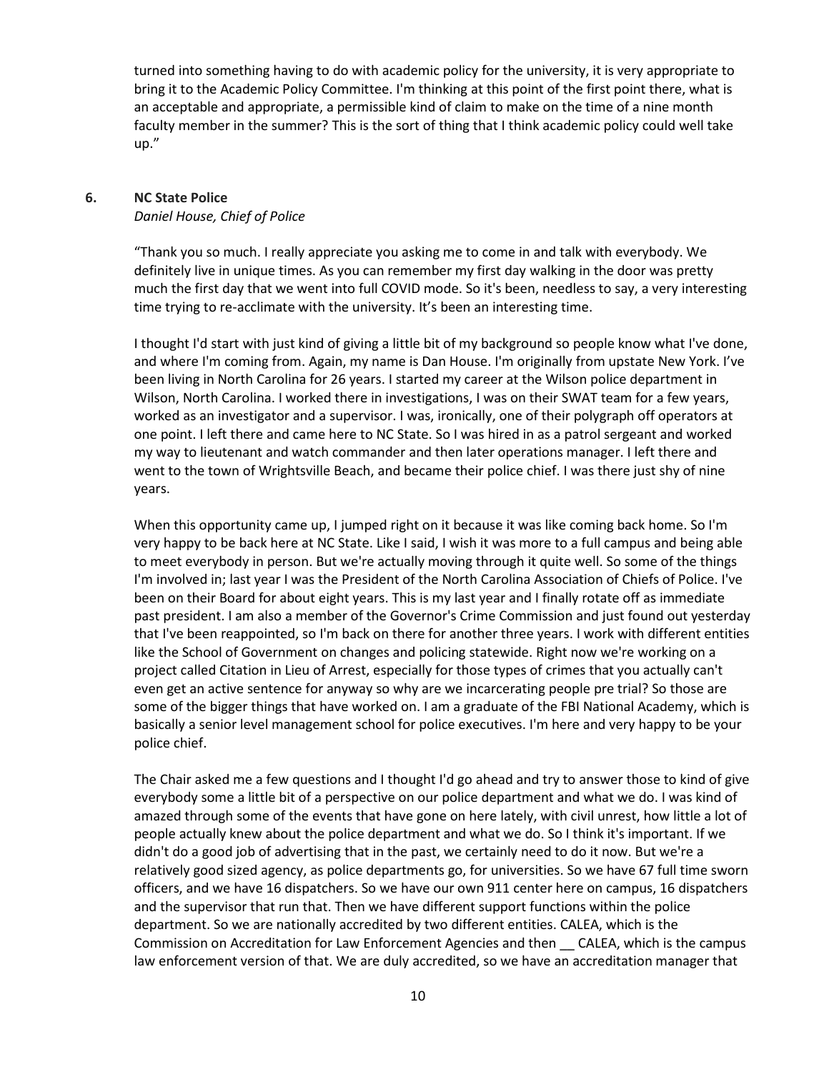turned into something having to do with academic policy for the university, it is very appropriate to bring it to the Academic Policy Committee. I'm thinking at this point of the first point there, what is an acceptable and appropriate, a permissible kind of claim to make on the time of a nine month faculty member in the summer? This is the sort of thing that I think academic policy could well take up."

### 6. NC State Police

*Daniel House, Chief of Police*

"Thank you so much. I really appreciate you asking me to come in and talk with everybody. We definitely live in unique times. As you can remember my first day walking in the door was pretty much the first day that we went into full COVID mode. So it's been, needless to say, a very interesting time trying to re-acclimate with the university. It's been an interesting time.

I thought I'd start with just kind of giving a little bit of my background so people know what I've done, and where I'm coming from. Again, my name is Dan House. I'm originally from upstate New York. I've been living in North Carolina for 26 years. I started my career at the Wilson police department in Wilson, North Carolina. I worked there in investigations, I was on their SWAT team for a few years, worked as an investigator and a supervisor. I was, ironically, one of their polygraph off operators at one point. I left there and came here to NC State. So I was hired in as a patrol sergeant and worked my way to lieutenant and watch commander and then later operations manager. I left there and went to the town of Wrightsville Beach, and became their police chief. I was there just shy of nine years.

When this opportunity came up, I jumped right on it because it was like coming back home. So I'm very happy to be back here at NC State. Like I said, I wish it was more to a full campus and being able to meet everybody in person. But we're actually moving through it quite well. So some of the things I'm involved in; last year I was the President of the North Carolina Association of Chiefs of Police. I've been on their Board for about eight years. This is my last year and I finally rotate off as immediate past president. I am also a member of the Governor's Crime Commission and just found out yesterday that I've been reappointed, so I'm back on there for another three years. I work with different entities like the School of Government on changes and policing statewide. Right now we're working on a project called Citation in Lieu of Arrest, especially for those types of crimes that you actually can't even get an active sentence for anyway so why are we incarcerating people pre trial? So those are some of the bigger things that have worked on. I am a graduate of the FBI National Academy, which is basically a senior level management school for police executives. I'm here and very happy to be your police chief.

The Chair asked me a few questions and I thought I'd go ahead and try to answer those to kind of give everybody some a little bit of a perspective on our police department and what we do. I was kind of amazed through some of the events that have gone on here lately, with civil unrest, how little a lot of people actually knew about the police department and what we do. So I think it's important. If we didn't do a good job of advertising that in the past, we certainly need to do it now. But we're a relatively good sized agency, as police departments go, for universities. So we have 67 full time sworn officers, and we have 16 dispatchers. So we have our own 911 center here on campus, 16 dispatchers and the supervisor that run that. Then we have different support functions within the police department. So we are nationally accredited by two different entities. CALEA, which is the Commission on Accreditation for Law Enforcement Agencies and then __ CALEA, which is the campus law enforcement version of that. We are duly accredited, so we have an accreditation manager that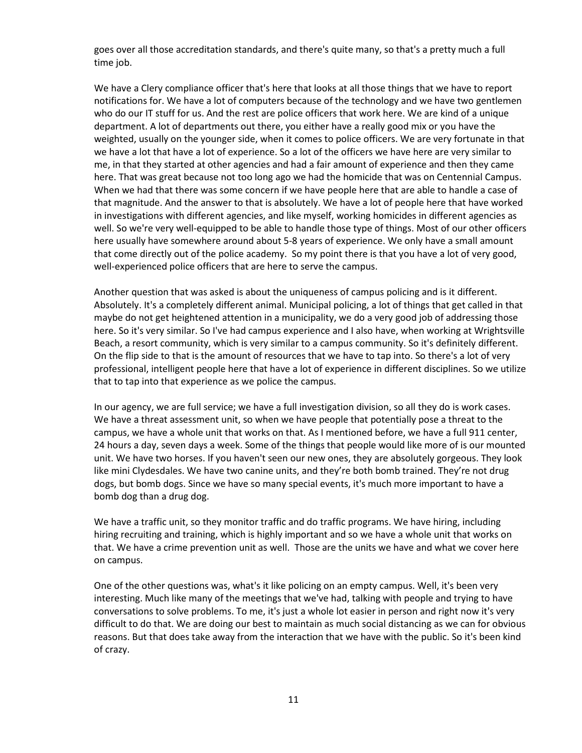goes over all those accreditation standards, and there's quite many, so that's a pretty much a full time job.

We have a Clery compliance officer that's here that looks at all those things that we have to report notifications for. We have a lot of computers because of the technology and we have two gentlemen who do our IT stuff for us. And the rest are police officers that work here. We are kind of a unique department. A lot of departments out there, you either have a really good mix or you have the weighted, usually on the younger side, when it comes to police officers. We are very fortunate in that we have a lot that have a lot of experience. So a lot of the officers we have here are very similar to me, in that they started at other agencies and had a fair amount of experience and then they came here. That was great because not too long ago we had the homicide that was on Centennial Campus. When we had that there was some concern if we have people here that are able to handle a case of that magnitude. And the answer to that is absolutely. We have a lot of people here that have worked in investigations with different agencies, and like myself, working homicides in different agencies as well. So we're very well-equipped to be able to handle those type of things. Most of our other officers here usually have somewhere around about 5-8 years of experience. We only have a small amount that come directly out of the police academy. So my point there is that you have a lot of very good, well-experienced police officers that are here to serve the campus.

Another question that was asked is about the uniqueness of campus policing and is it different. Absolutely. It's a completely different animal. Municipal policing, a lot of things that get called in that maybe do not get heightened attention in a municipality, we do a very good job of addressing those here. So it's very similar. So I've had campus experience and I also have, when working at Wrightsville Beach, a resort community, which is very similar to a campus community. So it's definitely different. On the flip side to that is the amount of resources that we have to tap into. So there's a lot of very professional, intelligent people here that have a lot of experience in different disciplines. So we utilize that to tap into that experience as we police the campus.

In our agency, we are full service; we have a full investigation division, so all they do is work cases. We have a threat assessment unit, so when we have people that potentially pose a threat to the campus, we have a whole unit that works on that. As I mentioned before, we have a full 911 center, 24 hours a day, seven days a week. Some of the things that people would like more of is our mounted unit. We have two horses. If you haven't seen our new ones, they are absolutely gorgeous. They look like mini Clydesdales. We have two canine units, and they're both bomb trained. They're not drug dogs, but bomb dogs. Since we have so many special events, it's much more important to have a bomb dog than a drug dog.

We have a traffic unit, so they monitor traffic and do traffic programs. We have hiring, including hiring recruiting and training, which is highly important and so we have a whole unit that works on that. We have a crime prevention unit as well. Those are the units we have and what we cover here on campus.

One of the other questions was, what's it like policing on an empty campus. Well, it's been very interesting. Much like many of the meetings that we've had, talking with people and trying to have conversations to solve problems. To me, it's just a whole lot easier in person and right now it's very difficult to do that. We are doing our best to maintain as much social distancing as we can for obvious reasons. But that does take away from the interaction that we have with the public. So it's been kind of crazy.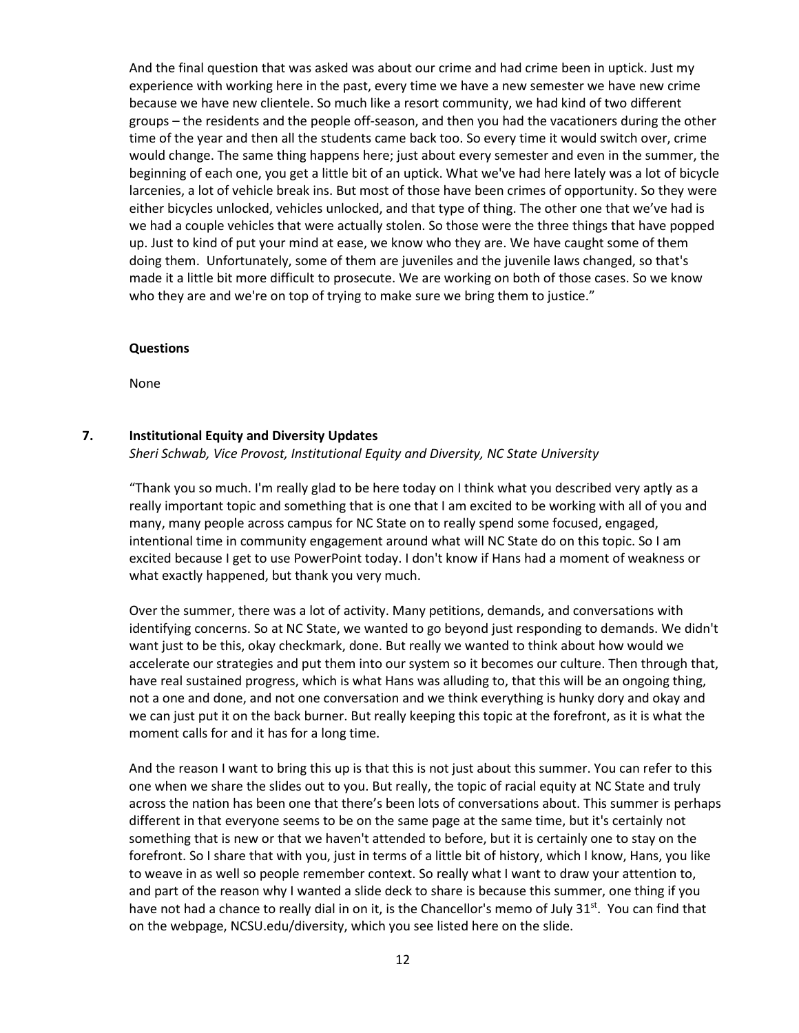And the final question that was asked was about our crime and had crime been in uptick. Just my experience with working here in the past, every time we have a new semester we have new crime because we have new clientele. So much like a resort community, we had kind of two different groups – the residents and the people off-season, and then you had the vacationers during the other time of the year and then all the students came back too. So every time it would switch over, crime would change. The same thing happens here; just about every semester and even in the summer, the beginning of each one, you get a little bit of an uptick. What we've had here lately was a lot of bicycle larcenies, a lot of vehicle break ins. But most of those have been crimes of opportunity. So they were either bicycles unlocked, vehicles unlocked, and that type of thing. The other one that we've had is we had a couple vehicles that were actually stolen. So those were the three things that have popped up. Just to kind of put your mind at ease, we know who they are. We have caught some of them doing them. Unfortunately, some of them are juveniles and the juvenile laws changed, so that's made it a little bit more difficult to prosecute. We are working on both of those cases. So we know who they are and we're on top of trying to make sure we bring them to justice."

**Questions**

None

## 7. Institutional Equity and Diversity Updates

*Sheri Schwab, Vice Provost, Institutional Equity and Diversity, NC State University*

"Thank you so much. I'm really glad to be here today on I think what you described very aptly as a really important topic and something that is one that I am excited to be working with all of you and many, many people across campus for NC State on to really spend some focused, engaged, intentional time in community engagement around what will NC State do on this topic. So I am excited because I get to use PowerPoint today. I don't know if Hans had a moment of weakness or what exactly happened, but thank you very much.

Over the summer, there was a lot of activity. Many petitions, demands, and conversations with identifying concerns. So at NC State, we wanted to go beyond just responding to demands. We didn't want just to be this, okay checkmark, done. But really we wanted to think about how would we accelerate our strategies and put them into our system so it becomes our culture. Then through that, have real sustained progress, which is what Hans was alluding to, that this will be an ongoing thing, not a one and done, and not one conversation and we think everything is hunky dory and okay and we can just put it on the back burner. But really keeping this topic at the forefront, as it is what the moment calls for and it has for a long time.

And the reason I want to bring this up is that this is not just about this summer. You can refer to this one when we share the slides out to you. But really, the topic of racial equity at NC State and truly across the nation has been one that there's been lots of conversations about. This summer is perhaps different in that everyone seems to be on the same page at the same time, but it's certainly not something that is new or that we haven't attended to before, but it is certainly one to stay on the forefront. So I share that with you, just in terms of a little bit of history, which I know, Hans, you like to weave in as well so people remember context. So really what I want to draw your attention to, and part of the reason why I wanted a slide deck to share is because this summer, one thing if you have not had a chance to really dial in on it, is the Chancellor's memo of July 31st. You can find that on the webpage, NCSU.edu/diversity, which you see listed here on the slide.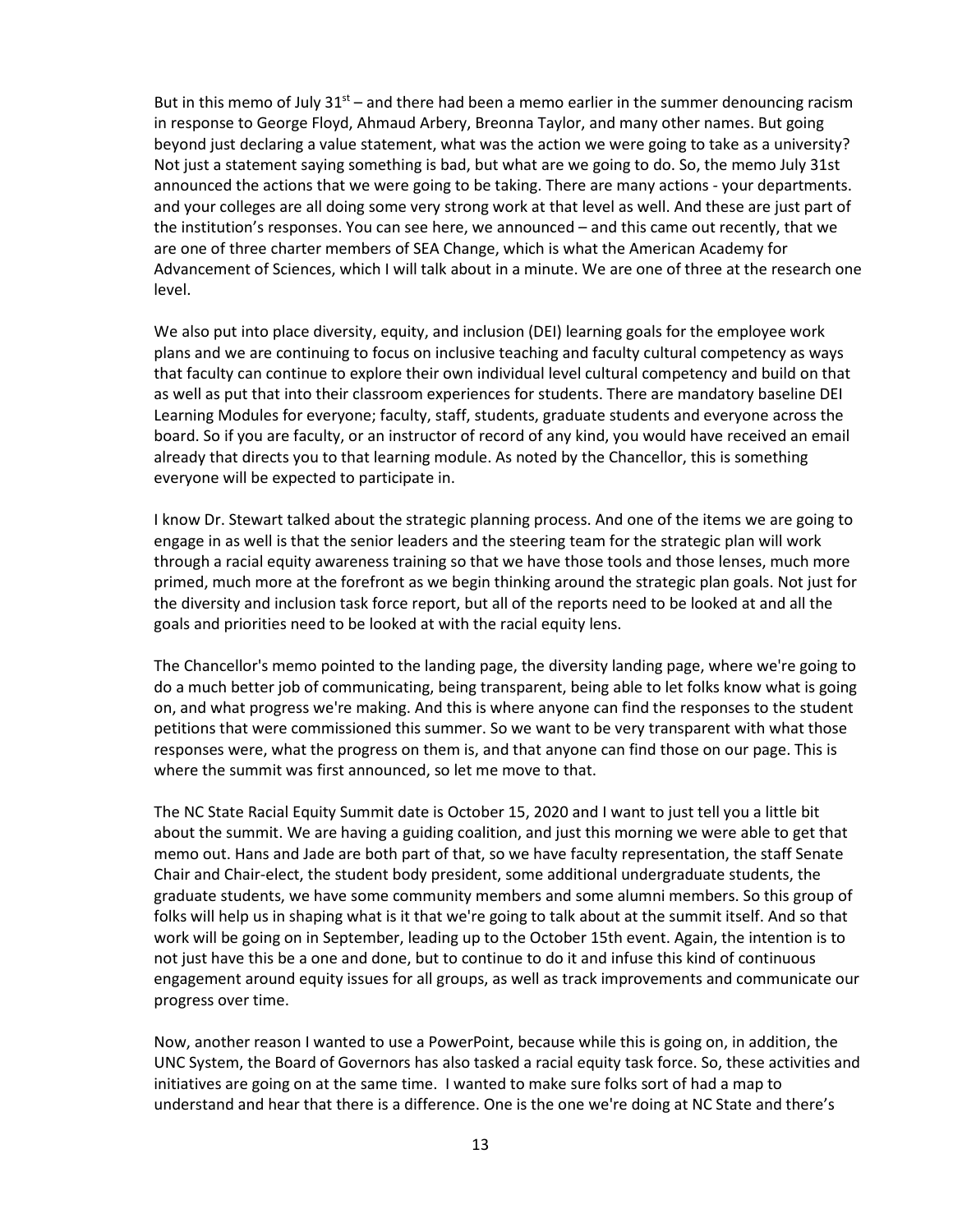But in this memo of July 31st – and there had been a memo earlier in the summer denouncing racism in response to George Floyd, Ahmaud Arbery, Breonna Taylor, and many other names. But going beyond just declaring a value statement, what was the action we were going to take as a university? Not just a statement saying something is bad, but what are we going to do. So, the memo July 31st announced the actions that we were going to be taking. There are many actions - your departments. and your colleges are all doing some very strong work at that level as well. And these are just part of the institution's responses. You can see here, we announced – and this came out recently, that we are one of three charter members of SEA Change, which is what the American Academy for Advancement of Sciences, which I will talk about in a minute. We are one of three at the research one level.

We also put into place diversity, equity, and inclusion (DEI) learning goals for the employee work plans and we are continuing to focus on inclusive teaching and faculty cultural competency as ways that faculty can continue to explore their own individual level cultural competency and build on that as well as put that into their classroom experiences for students. There are mandatory baseline DEI Learning Modules for everyone; faculty, staff, students, graduate students and everyone across the board. So if you are faculty, or an instructor of record of any kind, you would have received an email already that directs you to that learning module. As noted by the Chancellor, this is something everyone will be expected to participate in.

I know Dr. Stewart talked about the strategic planning process. And one of the items we are going to engage in as well is that the senior leaders and the steering team for the strategic plan will work through a racial equity awareness training so that we have those tools and those lenses, much more primed, much more at the forefront as we begin thinking around the strategic plan goals. Not just for the diversity and inclusion task force report, but all of the reports need to be looked at and all the goals and priorities need to be looked at with the racial equity lens.

The Chancellor's memo pointed to the landing page, the diversity landing page, where we're going to do a much better job of communicating, being transparent, being able to let folks know what is going on, and what progress we're making. And this is where anyone can find the responses to the student petitions that were commissioned this summer. So we want to be very transparent with what those responses were, what the progress on them is, and that anyone can find those on our page. This is where the summit was first announced, so let me move to that.

The NC State Racial Equity Summit date is October 15, 2020 and I want to just tell you a little bit about the summit. We are having a guiding coalition, and just this morning we were able to get that memo out. Hans and Jade are both part of that, so we have faculty representation, the staff Senate Chair and Chair-elect, the student body president, some additional undergraduate students, the graduate students, we have some community members and some alumni members. So this group of folks will help us in shaping what is it that we're going to talk about at the summit itself. And so that work will be going on in September, leading up to the October 15th event. Again, the intention is to not just have this be a one and done, but to continue to do it and infuse this kind of continuous engagement around equity issues for all groups, as well as track improvements and communicate our progress over time.

Now, another reason I wanted to use a PowerPoint, because while this is going on, in addition, the UNC System, the Board of Governors has also tasked a racial equity task force. So, these activities and initiatives are going on at the same time. I wanted to make sure folks sort of had a map to understand and hear that there is a difference. One is the one we're doing at NC State and there's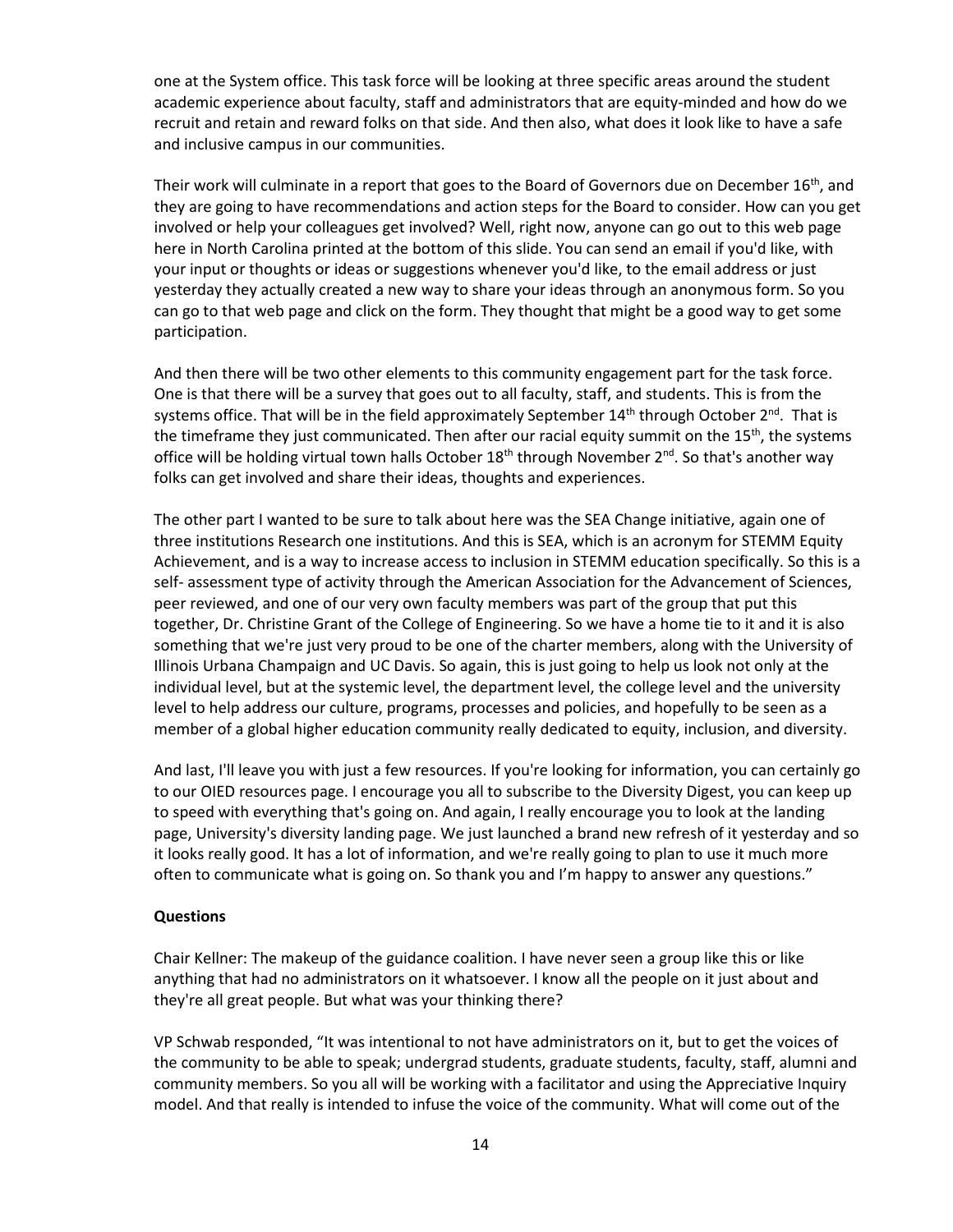one at the System office. This task force will be looking at three specific areas around the student academic experience about faculty, staff and administrators that are equity-minded and how do we recruit and retain and reward folks on that side. And then also, what does it look like to have a safe and inclusive campus in our communities.

Their work will culminate in a report that goes to the Board of Governors due on December 16th, and they are going to have recommendations and action steps for the Board to consider. How can you get involved or help your colleagues get involved? Well, right now, anyone can go out to this web page here in North Carolina printed at the bottom of this slide. You can send an email if you'd like, with your input or thoughts or ideas or suggestions whenever you'd like, to the email address or just yesterday they actually created a new way to share your ideas through an anonymous form. So you can go to that web page and click on the form. They thought that might be a good way to get some participation.

And then there will be two other elements to this community engagement part for the task force. One is that there will be a survey that goes out to all faculty, staff, and students. This is from the systems office. That will be in the field approximately September 14th through October 2nd. That is the timeframe they just communicated. Then after our racial equity summit on the 15th, the systems office will be holding virtual town halls October 18th through November 2nd. So that's another way folks can get involved and share their ideas, thoughts and experiences.

The other part I wanted to be sure to talk about here was the SEA Change initiative, again one of three institutions Research one institutions. And this is SEA, which is an acronym for STEMM Equity Achievement, and is a way to increase access to inclusion in STEMM education specifically. So this is a self- assessment type of activity through the American Association for the Advancement of Sciences, peer reviewed, and one of our very own faculty members was part of the group that put this together, Dr. Christine Grant of the College of Engineering. So we have a home tie to it and it is also something that we're just very proud to be one of the charter members, along with the University of Illinois Urbana Champaign and UC Davis. So again, this is just going to help us look not only at the individual level, but at the systemic level, the department level, the college level and the university level to help address our culture, programs, processes and policies, and hopefully to be seen as a member of a global higher education community really dedicated to equity, inclusion, and diversity.

And last, I'll leave you with just a few resources. If you're looking for information, you can certainly go to our OIED resources page. I encourage you all to subscribe to the Diversity Digest, you can keep up to speed with everything that's going on. And again, I really encourage you to look at the landing page, University's diversity landing page. We just launched a brand new refresh of it yesterday and so it looks really good. It has a lot of information, and we're really going to plan to use it much more often to communicate what is going on. So thank you and I'm happy to answer any questions."

**Questions**

Chair Kellner: The makeup of the guidance coalition. I have never seen a group like this or like anything that had no administrators on it whatsoever. I know all the people on it just about and they're all great people. But what was your thinking there?

VP Schwab responded, "It was intentional to not have administrators on it, but to get the voices of the community to be able to speak; undergrad students, graduate students, faculty, staff, alumni and community members. So you all will be working with a facilitator and using the Appreciative Inquiry model. And that really is intended to infuse the voice of the community. What will come out of the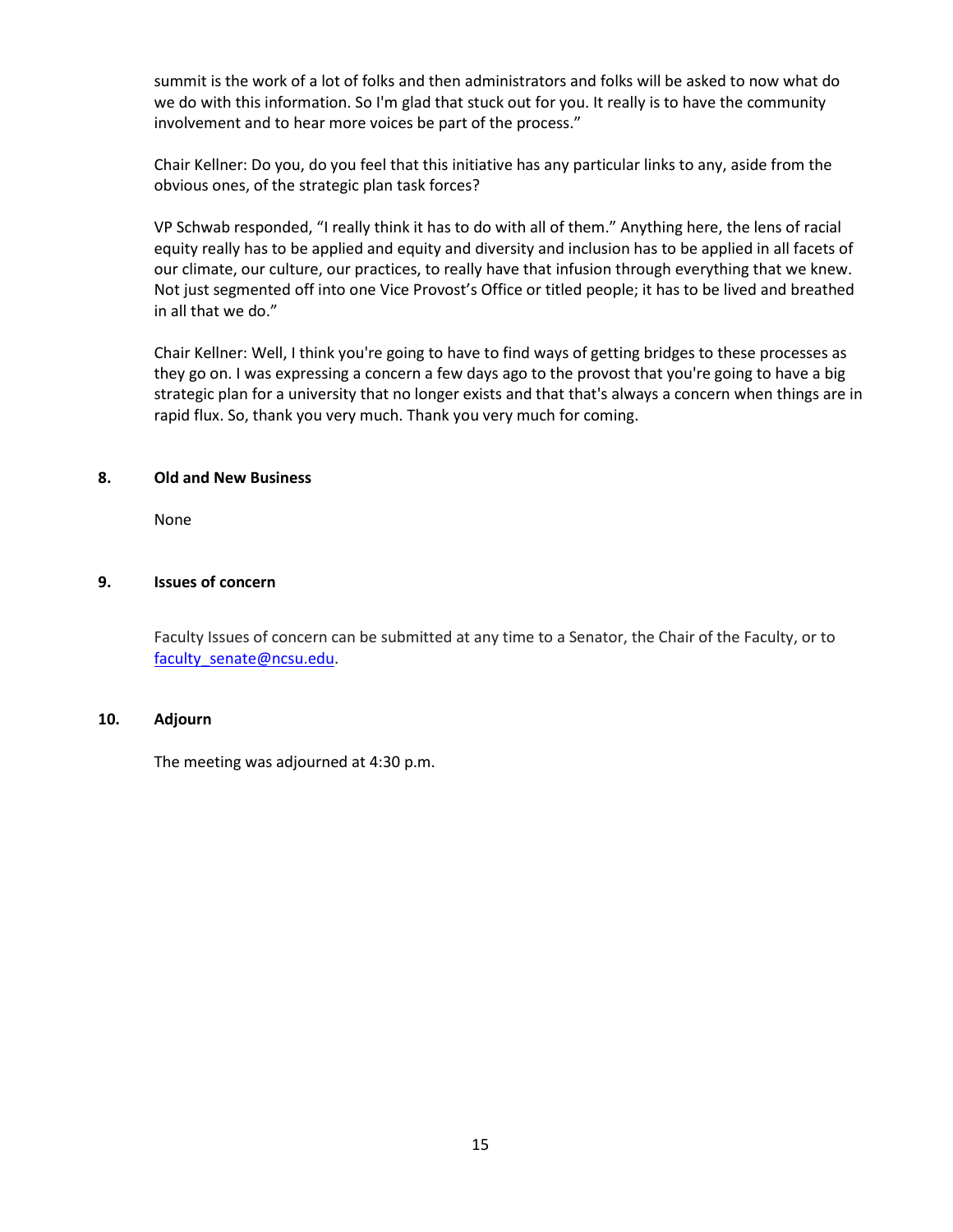summit is the work of a lot of folks and then administrators and folks will be asked to now what do we do with this information. So I'm glad that stuck out for you. It really is to have the community involvement and to hear more voices be part of the process."

Chair Kellner: Do you, do you feel that this initiative has any particular links to any, aside from the obvious ones, of the strategic plan task forces?

VP Schwab responded, "I really think it has to do with all of them." Anything here, the lens of racial equity really has to be applied and equity and diversity and inclusion has to be applied in all facets of our climate, our culture, our practices, to really have that infusion through everything that we knew. Not just segmented off into one Vice Provost's Office or titled people; it has to be lived and breathed in all that we do."

Chair Kellner: Well, I think you're going to have to find ways of getting bridges to these processes as they go on. I was expressing a concern a few days ago to the provost that you're going to have a big strategic plan for a university that no longer exists and that that's always a concern when things are in rapid flux. So, thank you very much. Thank you very much for coming.

## 8. Old and New Business

None

## 9. Issues of concern

Faculty Issues of concern can be submitted at any time to a Senator, the Chair of the Faculty, or to faculty_senate@ncsu.edu.

## 10. Adjourn

The meeting was adjourned at 4:30 p.m.